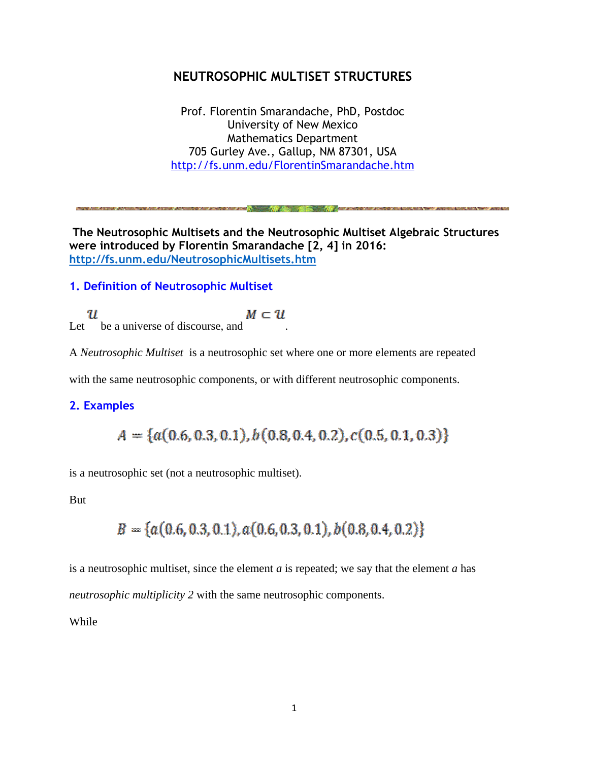# NEUTROSOPHIC MULTISET STRUCTURES

Prof. Florentin Smarandache, PhD, Postdoc
University of New Mexico
Mathematics Department
705 Gurley Ave., Gallup, NM 87301, USA
http://fs.unm.edu/FlorentinSmarandache.htm

**The Neutrosophic Multisets and the Neutrosophic Multiset Algebraic Structures were introduced by Florentin Smarandache [2, 4] in 2016:**
**http://fs.unm.edu/NeutrosophicMultisets.htm**

## 1. Definition of Neutrosophic Multiset

Let $\mathcal{U}$ be a universe of discourse, and $M \subset \mathcal{U}$.

A *Neutrosophic Multiset* is a neutrosophic set where one or more elements are repeated with the same neutrosophic components, or with different neutrosophic components.

## 2. Examples

$$A = \{a(0.6, 0.3, 0.1), b(0.8, 0.4, 0.2), c(0.5, 0.1, 0.3)\}$$

is a neutrosophic set (not a neutrosophic multiset).

But

$$B = \{a(0.6, 0.3, 0.1), a(0.6, 0.3, 0.1), b(0.8, 0.4, 0.2)\}$$

is a neutrosophic multiset, since the element $a$ is repeated; we say that the element $a$ has *neutrosophic multiplicity 2* with the same neutrosophic components.

While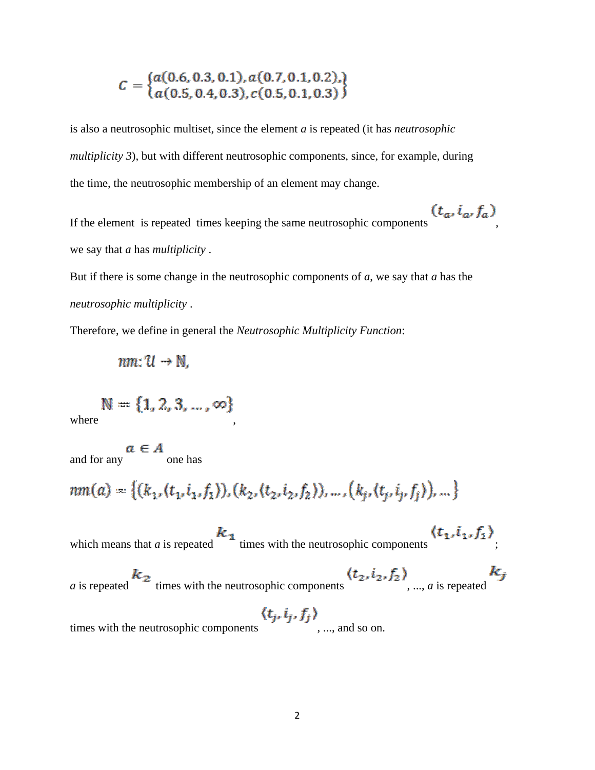$$C = \begin{Bmatrix} a(0.6, 0.3, 0.1), a(0.7, 0.1, 0.2), \\ a(0.5, 0.4, 0.3), c(0.5, 0.1, 0.3) \end{Bmatrix}$$

is also a neutrosophic multiset, since the element *a* is repeated (it has *neutrosophic multiplicity 3*), but with different neutrosophic components, since, for example, during the time, the neutrosophic membership of an element may change.

If the element  is repeated  times keeping the same neutrosophic components $(t_a, i_a, f_a)$, we say that *a* has *multiplicity* .

But if there is some change in the neutrosophic components of *a*, we say that *a* has the *neutrosophic multiplicity* .

Therefore, we define in general the *Neutrosophic Multiplicity Function*:

$$nm: \mathcal{U} \to \mathbb{N},$$

where $\mathbb{N} = \{1, 2, 3, \dots, \infty\}$,

and for any $a \in A$ one has

$$nm(a) = \{(k_1, \langle t_1, i_1, f_1 \rangle), (k_2, \langle t_2, i_2, f_2 \rangle), \dots, (k_j, \langle t_j, i_j, f_j \rangle), \dots\}$$

which means that *a* is repeated $k_1$ times with the neutrosophic components $\langle t_1, i_1, f_1 \rangle$; *a* is repeated $k_2$ times with the neutrosophic components $\langle t_2, i_2, f_2 \rangle$, ..., *a* is repeated $k_j$ times with the neutrosophic components $\langle t_j, i_j, f_j \rangle$, ..., and so on.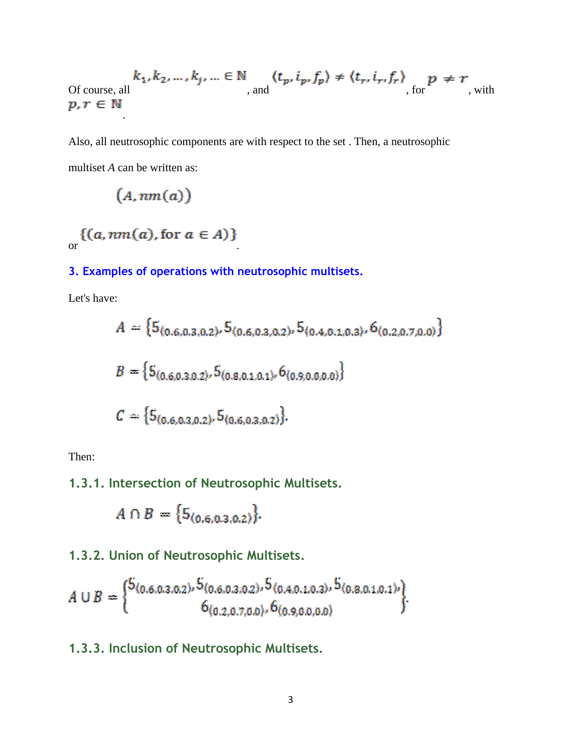Of course, all $k_1, k_2, \ldots, k_j, \ldots \in \mathbb{N}$, and $\langle t_p, i_p, f_p \rangle \neq \langle t_r, i_r, f_r \rangle$, for $p \neq r$, with $p, r \in \mathbb{N}$.

Also, all neutrosophic components are with respect to the set . Then, a neutrosophic multiset *A* can be written as:

$$(A, nm(a))$$

or $\{(a, nm(a), \text{for } a \in A)\}$.

## 3. Examples of operations with neutrosophic multisets.

Let's have:

$$A = \{5_{(0.6,0.3,0.2)}, 5_{(0.6,0.3,0.2)}, 5_{(0.4,0.1,0.3)}, 6_{(0.2,0.7,0.0)}\}$$

$$B = \{5_{(0.6,0.3,0.2)}, 5_{(0.8,0.1,0.1)}, 6_{(0.9,0.0,0.0)}\}$$

$$C = \{5_{(0.6,0.3,0.2)}, 5_{(0.6,0.3,0.2)}\}.$$

Then:

### 1.3.1. Intersection of Neutrosophic Multisets.

$$A \cap B = \{5_{(0.6,0.3,0.2)}\}.$$

### 1.3.2. Union of Neutrosophic Multisets.

$$A \cup B = \left\{ \begin{matrix} 5_{(0.6,0.3,0.2)}, 5_{(0.6,0.3,0.2)}, 5_{(0.4,0.1,0.3)}, 5_{(0.8,0.1,0.1)}, \\ 6_{(0.2,0.7,0.0)}, 6_{(0.9,0.0,0.0)} \end{matrix} \right\}.$$

### 1.3.3. Inclusion of Neutrosophic Multisets.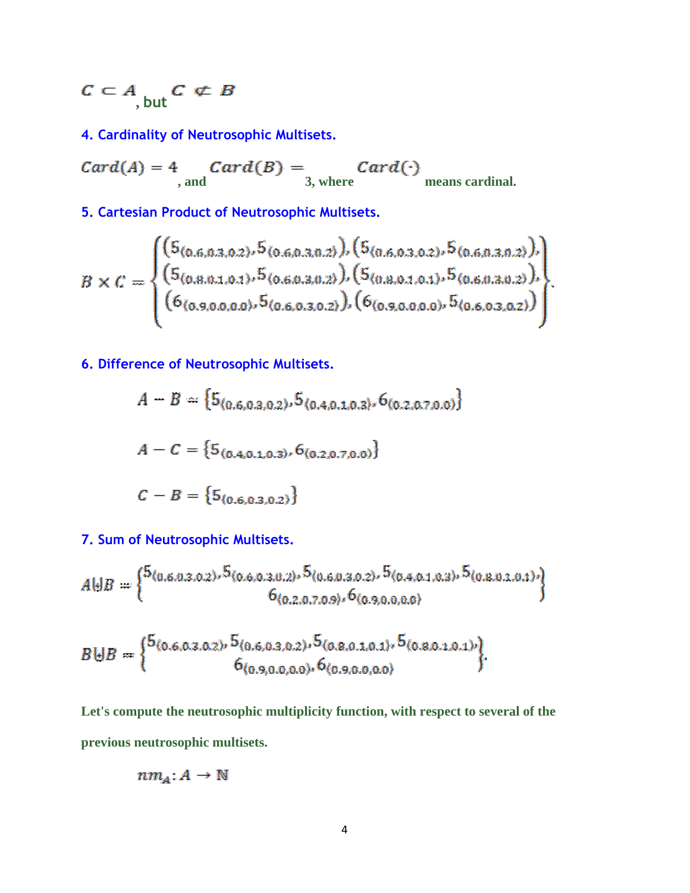$C \subset A$, but $C \not\subset B$

### 4. Cardinality of Neutrosophic Multisets.

$Card(A) = 4$, and $Card(B) =$ 3, where $Card(\cdot)$ means cardinal.

### 5. Cartesian Product of Neutrosophic Multisets.

$$B \times C = \begin{Bmatrix} \left(5_{(0.6,0.3,0.2)}, 5_{(0.6,0.3,0.2)}\right), \left(5_{(0.6,0.3,0.2)}, 5_{(0.6,0.3,0.2)}\right), \\ \left(5_{(0.8,0.1,0.1)}, 5_{(0.6,0.3,0.2)}\right), \left(5_{(0.8,0.1,0.1)}, 5_{(0.6,0.3,0.2)}\right), \\ \left(6_{(0.9,0.0,0.0)}, 5_{(0.6,0.3,0.2)}\right), \left(6_{(0.9,0.0,0.0)}, 5_{(0.6,0.3,0.2)}\right) \end{Bmatrix}.$$

### 6. Difference of Neutrosophic Multisets.

$$A - B = \left\{5_{(0.6,0.3,0.2)}, 5_{(0.4,0.1,0.3)}, 6_{(0.2,0.7,0.0)}\right\}$$

$$A - C = \left\{5_{(0.4,0.1,0.3)}, 6_{(0.2,0.7,0.0)}\right\}$$

$$C - B = \left\{5_{(0.6,0.3,0.2)}\right\}$$

### 7. Sum of Neutrosophic Multisets.

$$A \uplus B = \begin{Bmatrix} 5_{(0.6,0.3,0.2)}, 5_{(0.6,0.3,0.2)}, 5_{(0.6,0.3,0.2)}, 5_{(0.4,0.1,0.3)}, 5_{(0.8,0.1,0.1)}, \\ 6_{(0.2,0.7,0.0)}, 6_{(0.9,0.0,0.0)} \end{Bmatrix}$$

$$B \uplus B = \begin{Bmatrix} 5_{(0.6,0.3,0.2)}, 5_{(0.6,0.3,0.2)}, 5_{(0.8,0.1,0.1)}, 5_{(0.8,0.1,0.1)}, \\ 6_{(0.9,0.0,0.0)}, 6_{(0.9,0.0,0.0)} \end{Bmatrix}.$$

Let's compute the neutrosophic multiplicity function, with respect to several of the previous neutrosophic multisets.

$$nm_A : A \to \mathbb{N}$$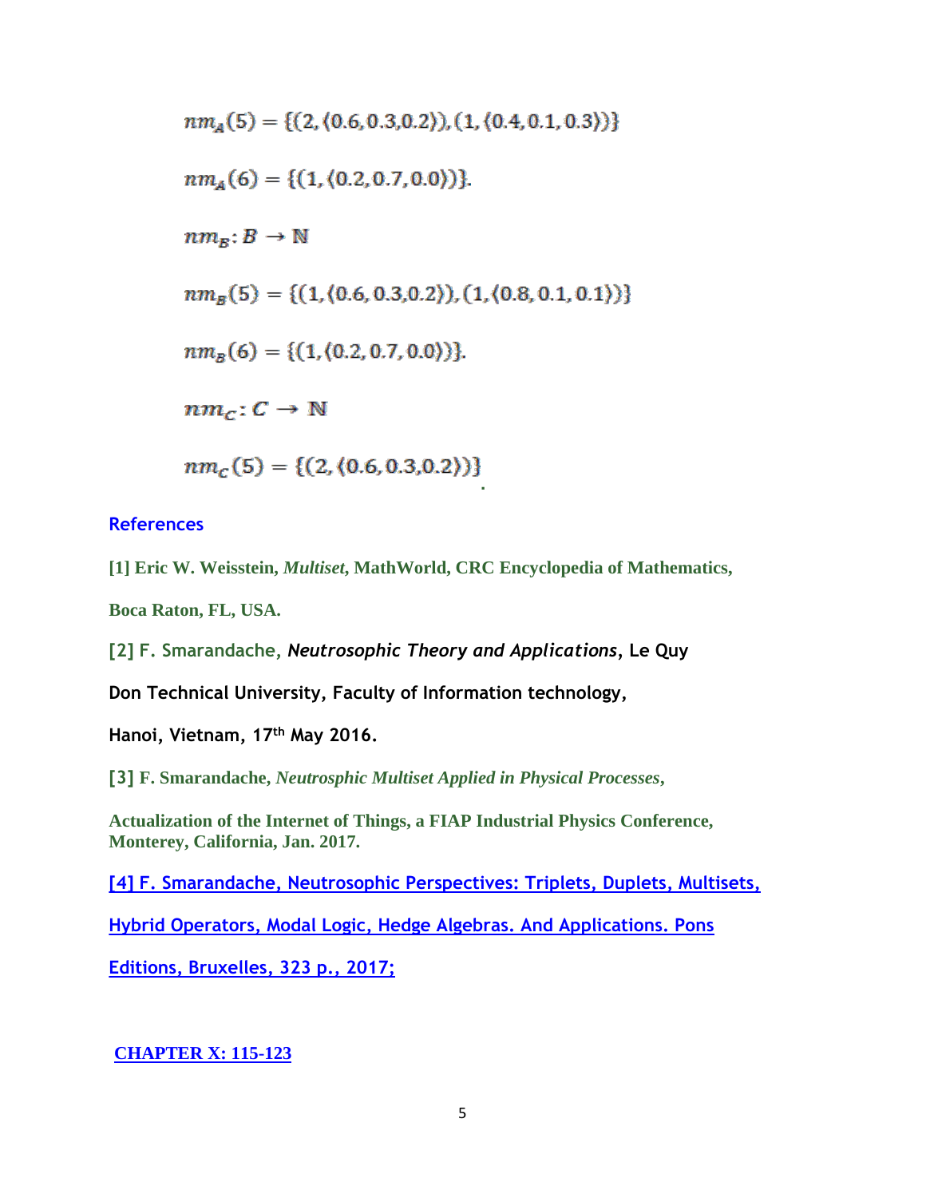$$nm_A(5) = \{(2, \langle 0.6, 0.3, 0.2 \rangle), (1, \langle 0.4, 0.1, 0.3 \rangle)\}$$

$$nm_A(6) = \{(1, \langle 0.2, 0.7, 0.0 \rangle)\}.$$

$$nm_B: B \to \mathbb{N}$$

$$nm_B(5) = \{(1, \langle 0.6, 0.3, 0.2 \rangle), (1, \langle 0.8, 0.1, 0.1 \rangle)\}$$

$$nm_B(6) = \{(1, \langle 0.2, 0.7, 0.0 \rangle)\}.$$

$$nm_C: C \to \mathbb{N}$$

$$nm_C(5) = \{(2, \langle 0.6, 0.3, 0.2 \rangle)\}$$

## References

**[1] Eric W. Weisstein, *Multiset*, MathWorld, CRC Encyclopedia of Mathematics, Boca Raton, FL, USA.**

[2] F. Smarandache, ***Neutrosophic Theory and Applications*, Le Quy Don Technical University, Faculty of Information technology, Hanoi, Vietnam, 17th May 2016.**

**[3] F. Smarandache, *Neutrosphic Multiset Applied in Physical Processes*, Actualization of the Internet of Things, a FIAP Industrial Physics Conference, Monterey, California, Jan. 2017.**

[4] F. Smarandache, Neutrosophic Perspectives: Triplets, Duplets, Multisets, Hybrid Operators, Modal Logic, Hedge Algebras. And Applications. Pons Editions, Bruxelles, 323 p., 2017;

**CHAPTER X: 115-123**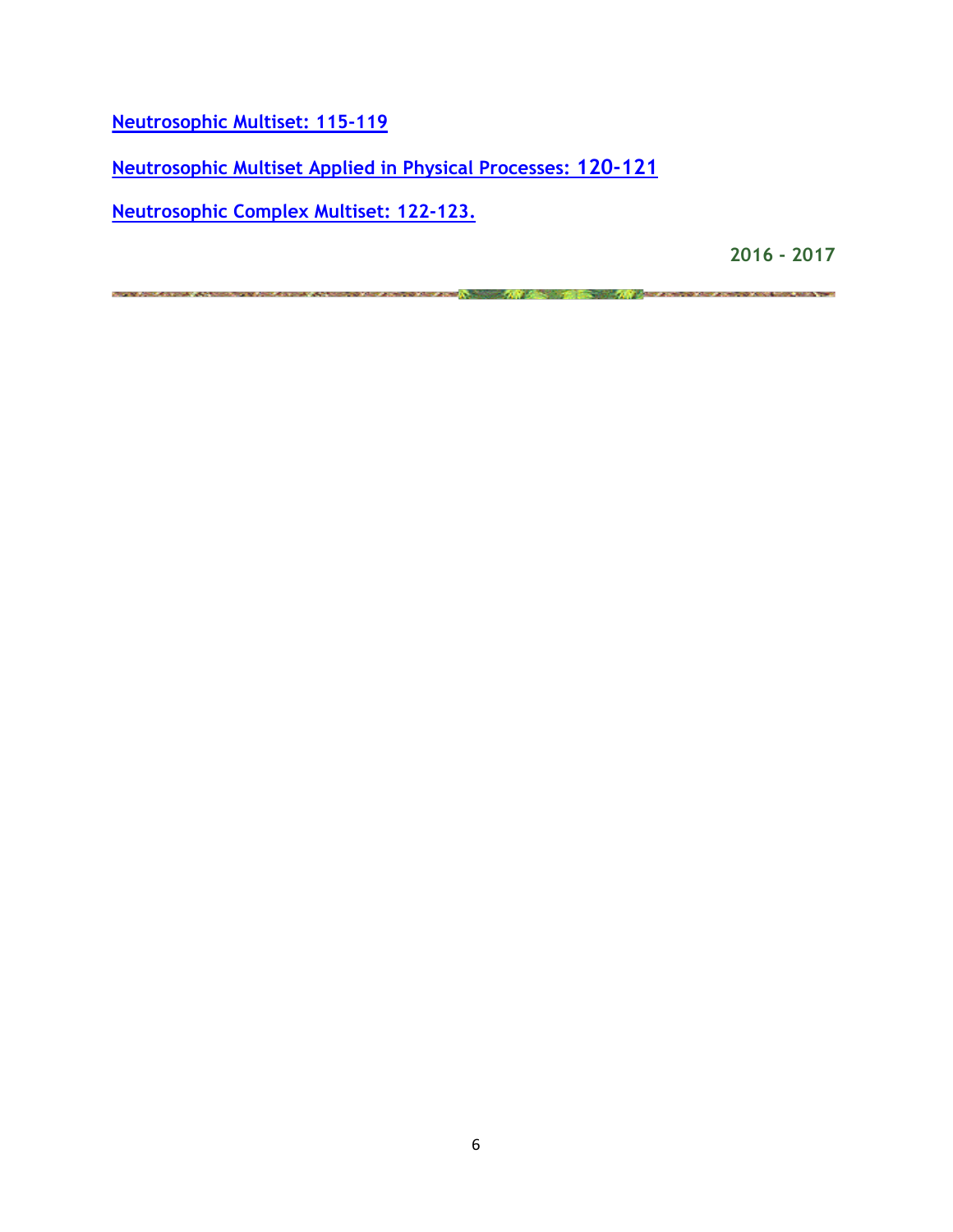[Neutrosophic Multiset: 115-119]()

[Neutrosophic Multiset Applied in Physical Processes: 120-121]()

[Neutrosophic Complex Multiset: 122-123.]()

**2016 - 2017**